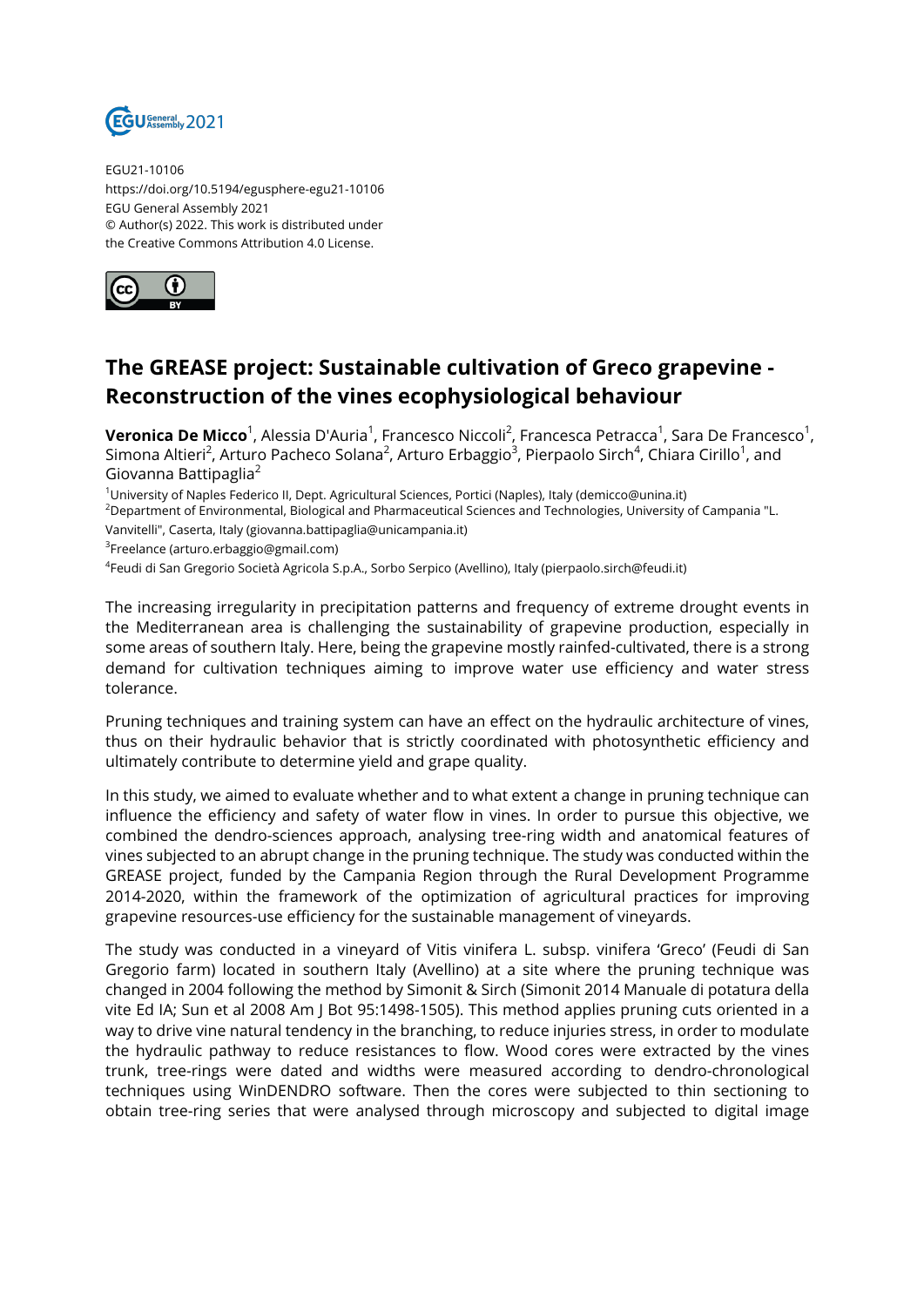EGU21-10106
https://doi.org/10.5194/egusphere-egu21-10106
EGU General Assembly 2021
© Author(s) 2022. This work is distributed under
the Creative Commons Attribution 4.0 License.

# The GREASE project: Sustainable cultivation of Greco grapevine - Reconstruction of the vines ecophysiological behaviour

**Veronica De Micco**[1], Alessia D'Auria[1], Francesco Niccoli[2], Francesca Petracca[1], Sara De Francesco[1], Simona Altieri[2], Arturo Pacheco Solana[2], Arturo Erbaggio[3], Pierpaolo Sirch[4], Chiara Cirillo[1], and Giovanna Battipaglia[2]

[1]University of Naples Federico II, Dept. Agricultural Sciences, Portici (Naples), Italy (demicco@unina.it)
[2]Department of Environmental, Biological and Pharmaceutical Sciences and Technologies, University of Campania "L. Vanvitelli", Caserta, Italy (giovanna.battipaglia@unicampania.it)
[3]Freelance (arturo.erbaggio@gmail.com)
[4]Feudi di San Gregorio Società Agricola S.p.A., Sorbo Serpico (Avellino), Italy (pierpaolo.sirch@feudi.it)

The increasing irregularity in precipitation patterns and frequency of extreme drought events in the Mediterranean area is challenging the sustainability of grapevine production, especially in some areas of southern Italy. Here, being the grapevine mostly rainfed-cultivated, there is a strong demand for cultivation techniques aiming to improve water use efficiency and water stress tolerance.

Pruning techniques and training system can have an effect on the hydraulic architecture of vines, thus on their hydraulic behavior that is strictly coordinated with photosynthetic efficiency and ultimately contribute to determine yield and grape quality.

In this study, we aimed to evaluate whether and to what extent a change in pruning technique can influence the efficiency and safety of water flow in vines. In order to pursue this objective, we combined the dendro-sciences approach, analysing tree-ring width and anatomical features of vines subjected to an abrupt change in the pruning technique. The study was conducted within the GREASE project, funded by the Campania Region through the Rural Development Programme 2014-2020, within the framework of the optimization of agricultural practices for improving grapevine resources-use efficiency for the sustainable management of vineyards.

The study was conducted in a vineyard of Vitis vinifera L. subsp. vinifera 'Greco' (Feudi di San Gregorio farm) located in southern Italy (Avellino) at a site where the pruning technique was changed in 2004 following the method by Simonit & Sirch (Simonit 2014 Manuale di potatura della vite Ed IA; Sun et al 2008 Am J Bot 95:1498-1505). This method applies pruning cuts oriented in a way to drive vine natural tendency in the branching, to reduce injuries stress, in order to modulate the hydraulic pathway to reduce resistances to flow. Wood cores were extracted by the vines trunk, tree-rings were dated and widths were measured according to dendro-chronological techniques using WinDENDRO software. Then the cores were subjected to thin sectioning to obtain tree-ring series that were analysed through microscopy and subjected to digital image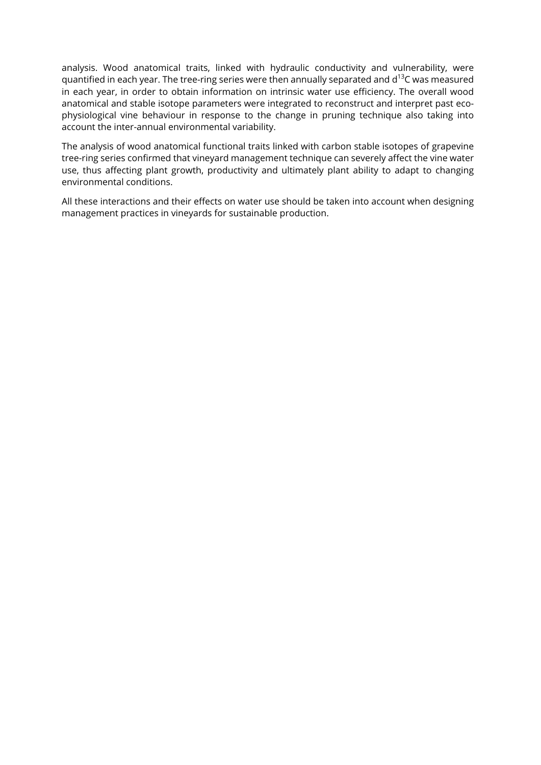analysis. Wood anatomical traits, linked with hydraulic conductivity and vulnerability, were quantified in each year. The tree-ring series were then annually separated and $d^{13}C$ was measured in each year, in order to obtain information on intrinsic water use efficiency. The overall wood anatomical and stable isotope parameters were integrated to reconstruct and interpret past eco-physiological vine behaviour in response to the change in pruning technique also taking into account the inter-annual environmental variability.

The analysis of wood anatomical functional traits linked with carbon stable isotopes of grapevine tree-ring series confirmed that vineyard management technique can severely affect the vine water use, thus affecting plant growth, productivity and ultimately plant ability to adapt to changing environmental conditions.

All these interactions and their effects on water use should be taken into account when designing management practices in vineyards for sustainable production.